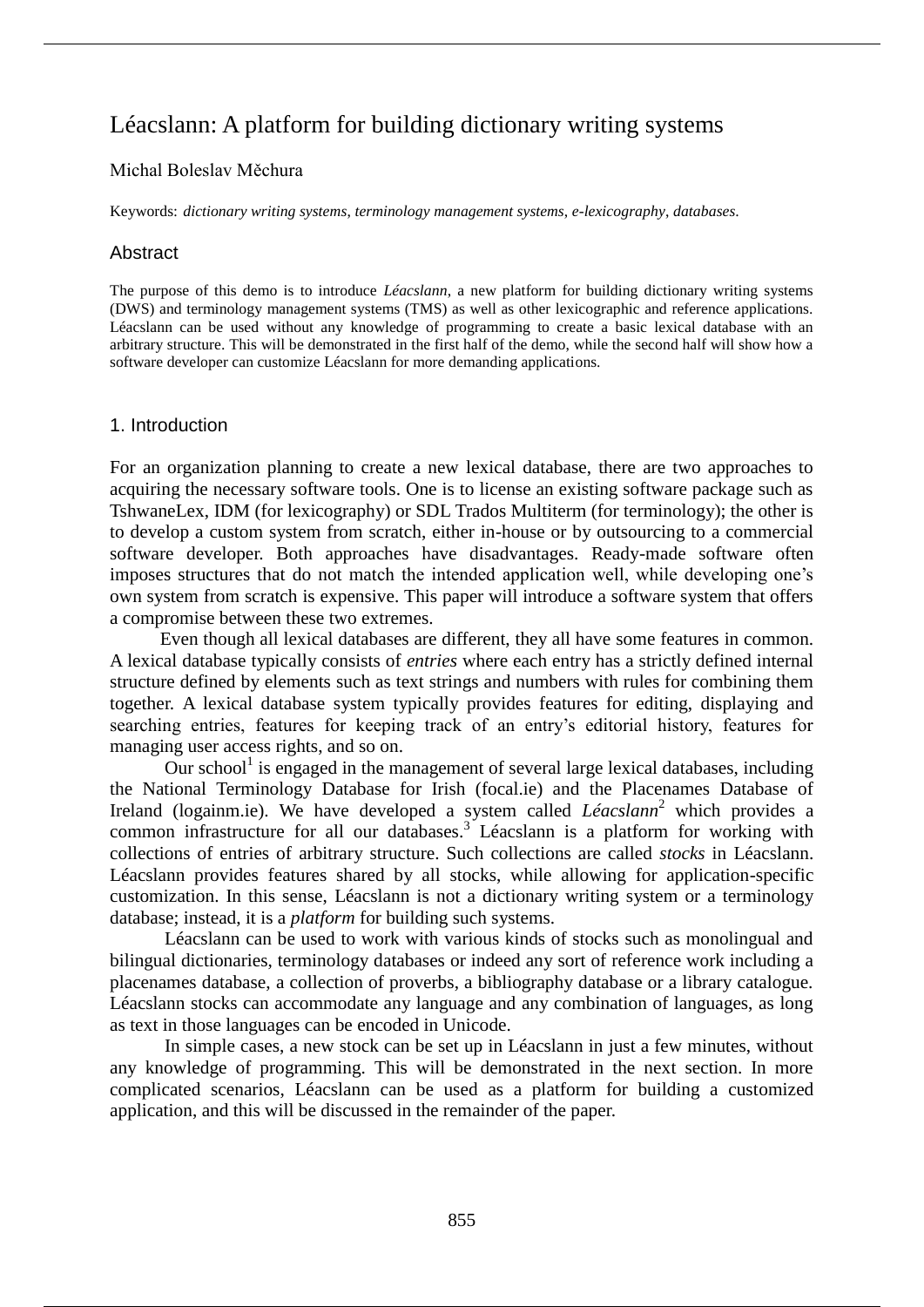# Léacslann: A platform for building dictionary writing systems

Michal Boleslav Měchura

Keywords: *dictionary writing systems, terminology management systems, e-lexicography, databases.*

## Abstract

The purpose of this demo is to introduce *Léacslann*, a new platform for building dictionary writing systems (DWS) and terminology management systems (TMS) as well as other lexicographic and reference applications. Léacslann can be used without any knowledge of programming to create a basic lexical database with an arbitrary structure. This will be demonstrated in the first half of the demo, while the second half will show how a software developer can customize Léacslann for more demanding applications.

## 1. Introduction

For an organization planning to create a new lexical database, there are two approaches to acquiring the necessary software tools. One is to license an existing software package such as TshwaneLex, IDM (for lexicography) or SDL Trados Multiterm (for terminology); the other is to develop a custom system from scratch, either in-house or by outsourcing to a commercial software developer. Both approaches have disadvantages. Ready-made software often imposes structures that do not match the intended application well, while developing one's own system from scratch is expensive. This paper will introduce a software system that offers a compromise between these two extremes.

Even though all lexical databases are different, they all have some features in common. A lexical database typically consists of *entries* where each entry has a strictly defined internal structure defined by elements such as text strings and numbers with rules for combining them together. A lexical database system typically provides features for editing, displaying and searching entries, features for keeping track of an entry's editorial history, features for managing user access rights, and so on.

Our school[1] is engaged in the management of several large lexical databases, including the National Terminology Database for Irish (focal.ie) and the Placenames Database of Ireland (logainm.ie). We have developed a system called *Léacslann*[2] which provides a common infrastructure for all our databases.[3] Léacslann is a platform for working with collections of entries of arbitrary structure. Such collections are called *stocks* in Léacslann. Léacslann provides features shared by all stocks, while allowing for application-specific customization. In this sense, Léacslann is not a dictionary writing system or a terminology database; instead, it is a *platform* for building such systems.

Léacslann can be used to work with various kinds of stocks such as monolingual and bilingual dictionaries, terminology databases or indeed any sort of reference work including a placenames database, a collection of proverbs, a bibliography database or a library catalogue. Léacslann stocks can accommodate any language and any combination of languages, as long as text in those languages can be encoded in Unicode.

In simple cases, a new stock can be set up in Léacslann in just a few minutes, without any knowledge of programming. This will be demonstrated in the next section. In more complicated scenarios, Léacslann can be used as a platform for building a customized application, and this will be discussed in the remainder of the paper.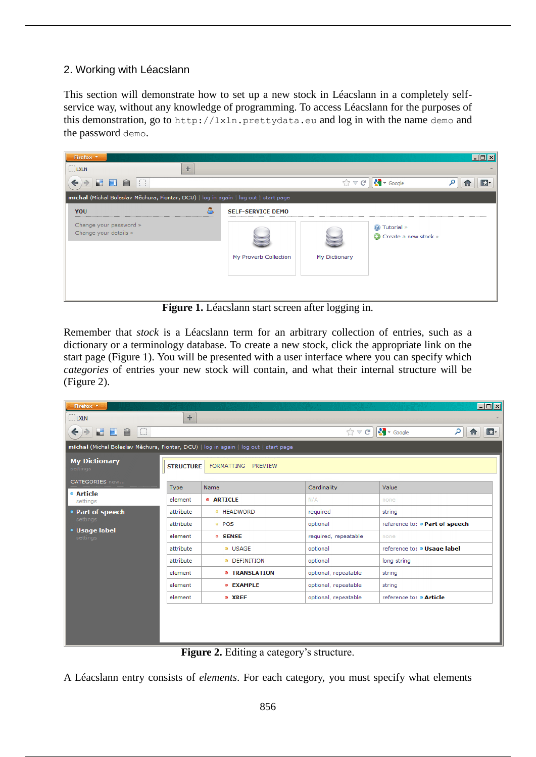## 2. Working with Léacslann

This section will demonstrate how to set up a new stock in Léacslann in a completely self-service way, without any knowledge of programming. To access Léacslann for the purposes of this demonstration, go to `http://lxln.prettydata.eu` and log in with the name `demo` and the password `demo`.

**Figure 1.** Léacslann start screen after logging in.

Remember that *stock* is a Léacslann term for an arbitrary collection of entries, such as a dictionary or a terminology database. To create a new stock, click the appropriate link on the start page (Figure 1). You will be presented with a user interface where you can specify which *categories* of entries your new stock will contain, and what their internal structure will be (Figure 2).

**Figure 2.** Editing a category's structure.

A Léacslann entry consists of *elements*. For each category, you must specify what elements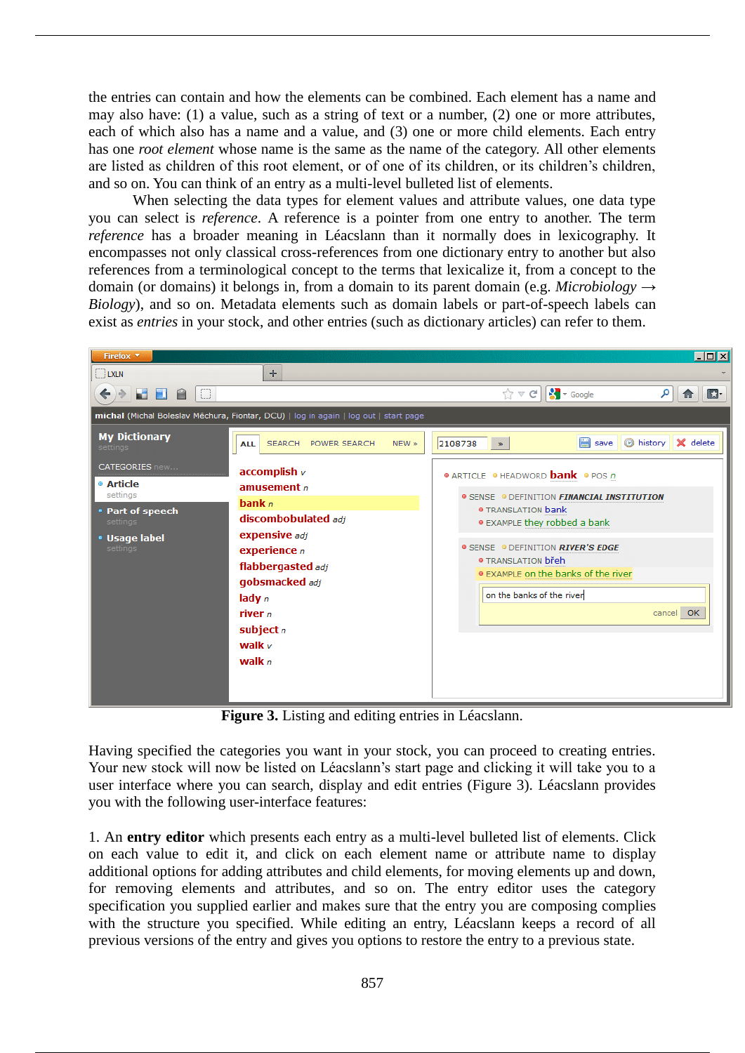the entries can contain and how the elements can be combined. Each element has a name and may also have: (1) a value, such as a string of text or a number, (2) one or more attributes, each of which also has a name and a value, and (3) one or more child elements. Each entry has one *root element* whose name is the same as the name of the category. All other elements are listed as children of this root element, or of one of its children, or its children's children, and so on. You can think of an entry as a multi-level bulleted list of elements.

When selecting the data types for element values and attribute values, one data type you can select is *reference*. A reference is a pointer from one entry to another. The term *reference* has a broader meaning in Léacslann than it normally does in lexicography. It encompasses not only classical cross-references from one dictionary entry to another but also references from a terminological concept to the terms that lexicalize it, from a concept to the domain (or domains) it belongs in, from a domain to its parent domain (e.g. *Microbiology* → *Biology*), and so on. Metadata elements such as domain labels or part-of-speech labels can exist as *entries* in your stock, and other entries (such as dictionary articles) can refer to them.

**Figure 3.** Listing and editing entries in Léacslann.

Having specified the categories you want in your stock, you can proceed to creating entries. Your new stock will now be listed on Léacslann's start page and clicking it will take you to a user interface where you can search, display and edit entries (Figure 3). Léacslann provides you with the following user-interface features:

1. An **entry editor** which presents each entry as a multi-level bulleted list of elements. Click on each value to edit it, and click on each element name or attribute name to display additional options for adding attributes and child elements, for moving elements up and down, for removing elements and attributes, and so on. The entry editor uses the category specification you supplied earlier and makes sure that the entry you are composing complies with the structure you specified. While editing an entry, Léacslann keeps a record of all previous versions of the entry and gives you options to restore the entry to a previous state.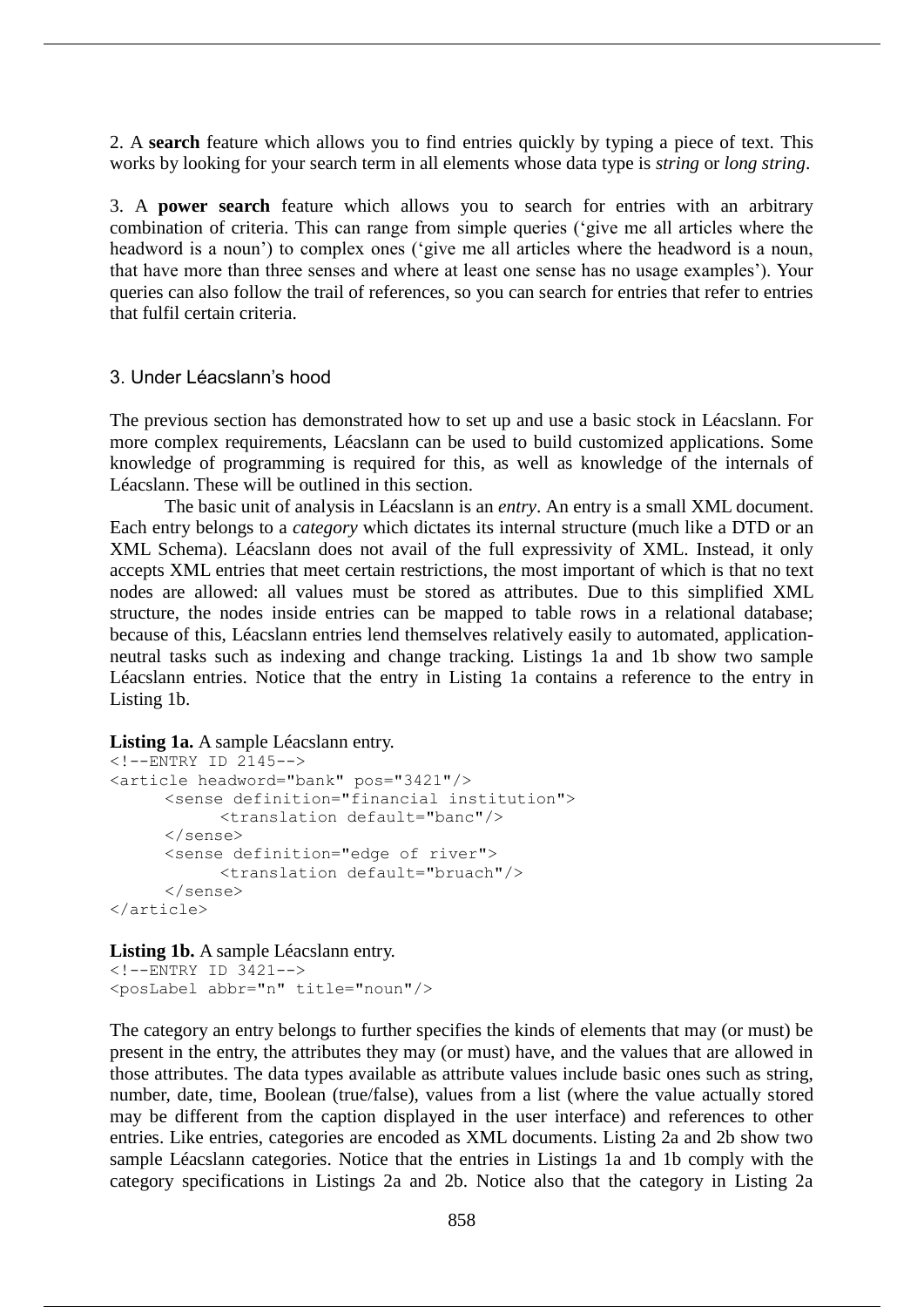2. A **search** feature which allows you to find entries quickly by typing a piece of text. This works by looking for your search term in all elements whose data type is *string* or *long string*.

3. A **power search** feature which allows you to search for entries with an arbitrary combination of criteria. This can range from simple queries ('give me all articles where the headword is a noun') to complex ones ('give me all articles where the headword is a noun, that have more than three senses and where at least one sense has no usage examples'). Your queries can also follow the trail of references, so you can search for entries that refer to entries that fulfil certain criteria.

## 3. Under Léacslann's hood

The previous section has demonstrated how to set up and use a basic stock in Léacslann. For more complex requirements, Léacslann can be used to build customized applications. Some knowledge of programming is required for this, as well as knowledge of the internals of Léacslann. These will be outlined in this section.

The basic unit of analysis in Léacslann is an *entry*. An entry is a small XML document. Each entry belongs to a *category* which dictates its internal structure (much like a DTD or an XML Schema). Léacslann does not avail of the full expressivity of XML. Instead, it only accepts XML entries that meet certain restrictions, the most important of which is that no text nodes are allowed: all values must be stored as attributes. Due to this simplified XML structure, the nodes inside entries can be mapped to table rows in a relational database; because of this, Léacslann entries lend themselves relatively easily to automated, application-neutral tasks such as indexing and change tracking. Listings 1a and 1b show two sample Léacslann entries. Notice that the entry in Listing 1a contains a reference to the entry in Listing 1b.

**Listing 1a.** A sample Léacslann entry.

```
<!--ENTRY ID 2145-->
<article headword="bank" pos="3421"/>
      <sense definition="financial institution">
            <translation default="banc"/>
      </sense>
      <sense definition="edge of river">
            <translation default="bruach"/>
      </sense>
</article>
```

**Listing 1b.** A sample Léacslann entry.

```
<!--ENTRY ID 3421-->
<posLabel abbr="n" title="noun"/>
```

The category an entry belongs to further specifies the kinds of elements that may (or must) be present in the entry, the attributes they may (or must) have, and the values that are allowed in those attributes. The data types available as attribute values include basic ones such as string, number, date, time, Boolean (true/false), values from a list (where the value actually stored may be different from the caption displayed in the user interface) and references to other entries. Like entries, categories are encoded as XML documents. Listing 2a and 2b show two sample Léacslann categories. Notice that the entries in Listings 1a and 1b comply with the category specifications in Listings 2a and 2b. Notice also that the category in Listing 2a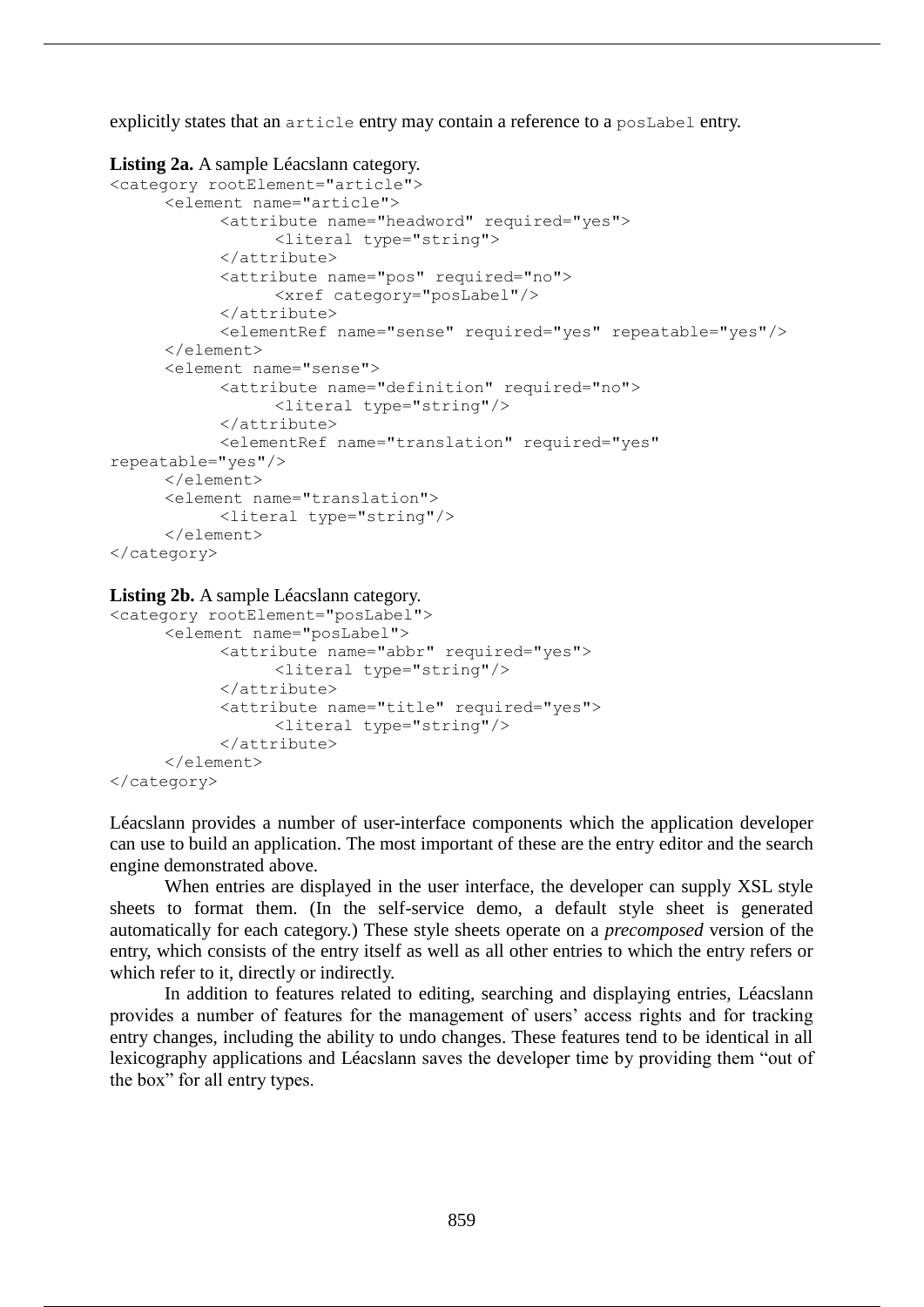explicitly states that an `article` entry may contain a reference to a `posLabel` entry.

**Listing 2a.** A sample Léacslann category.

```
<category rootElement="article">
      <element name="article">
            <attribute name="headword" required="yes">
                  <literal type="string">
            </attribute>
            <attribute name="pos" required="no">
                  <xref category="posLabel"/>
            </attribute>
            <elementRef name="sense" required="yes" repeatable="yes"/>
      </element>
      <element name="sense">
            <attribute name="definition" required="no">
                  <literal type="string"/>
            </attribute>
            <elementRef name="translation" required="yes"
repeatable="yes"/>
      </element>
      <element name="translation">
            <literal type="string"/>
      </element>
</category>
```

**Listing 2b.** A sample Léacslann category.

```
<category rootElement="posLabel">
      <element name="posLabel">
            <attribute name="abbr" required="yes">
                  <literal type="string"/>
            </attribute>
            <attribute name="title" required="yes">
                  <literal type="string"/>
            </attribute>
      </element>
</category>
```

Léacslann provides a number of user-interface components which the application developer can use to build an application. The most important of these are the entry editor and the search engine demonstrated above.

When entries are displayed in the user interface, the developer can supply XSL style sheets to format them. (In the self-service demo, a default style sheet is generated automatically for each category.) These style sheets operate on a *precomposed* version of the entry, which consists of the entry itself as well as all other entries to which the entry refers or which refer to it, directly or indirectly.

In addition to features related to editing, searching and displaying entries, Léacslann provides a number of features for the management of users' access rights and for tracking entry changes, including the ability to undo changes. These features tend to be identical in all lexicography applications and Léacslann saves the developer time by providing them "out of the box" for all entry types.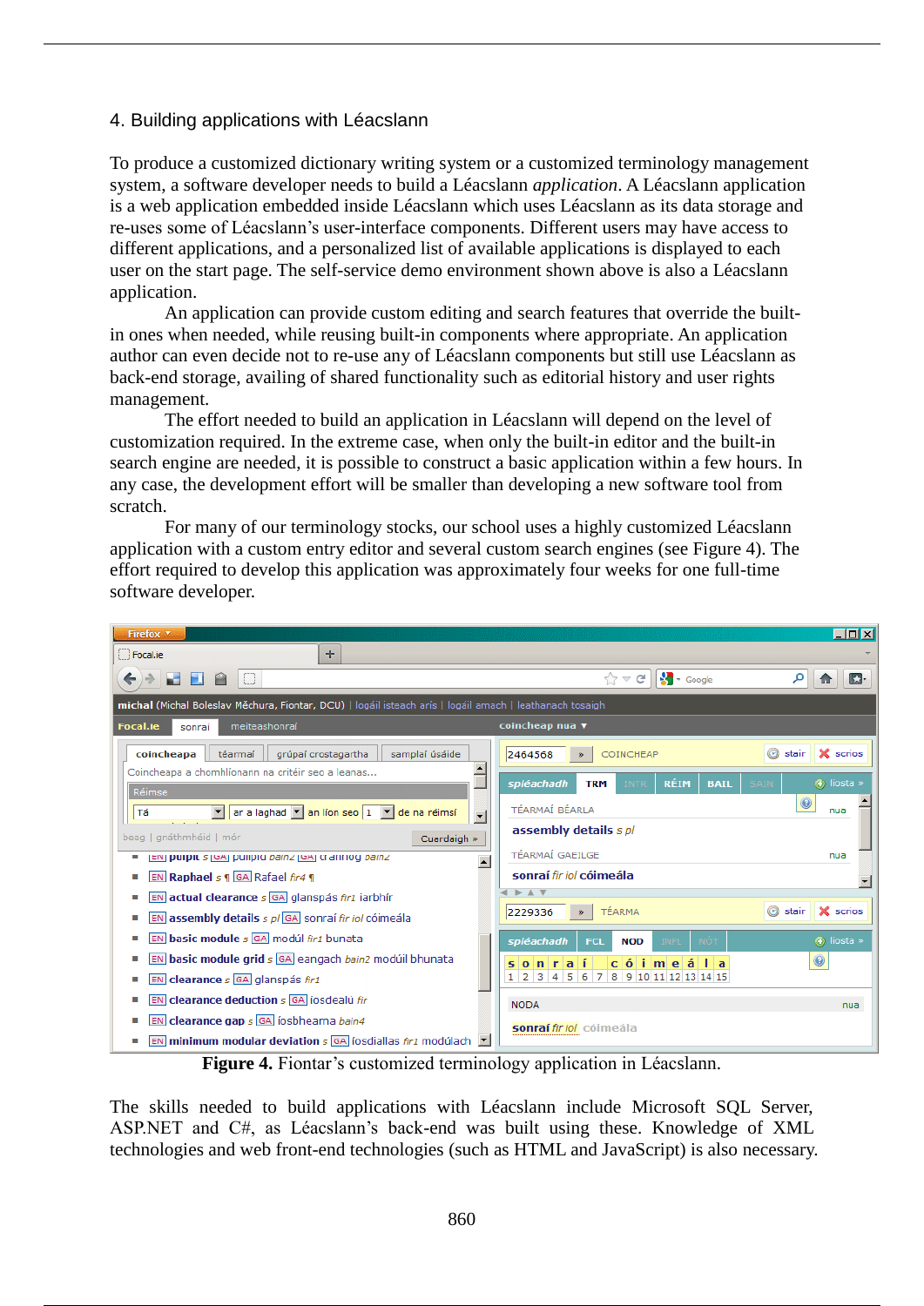## 4. Building applications with Léacslann

To produce a customized dictionary writing system or a customized terminology management system, a software developer needs to build a Léacslann *application*. A Léacslann application is a web application embedded inside Léacslann which uses Léacslann as its data storage and re-uses some of Léacslann's user-interface components. Different users may have access to different applications, and a personalized list of available applications is displayed to each user on the start page. The self-service demo environment shown above is also a Léacslann application.

An application can provide custom editing and search features that override the built-in ones when needed, while reusing built-in components where appropriate. An application author can even decide not to re-use any of Léacslann components but still use Léacslann as back-end storage, availing of shared functionality such as editorial history and user rights management.

The effort needed to build an application in Léacslann will depend on the level of customization required. In the extreme case, when only the built-in editor and the built-in search engine are needed, it is possible to construct a basic application within a few hours. In any case, the development effort will be smaller than developing a new software tool from scratch.

For many of our terminology stocks, our school uses a highly customized Léacslann application with a custom entry editor and several custom search engines (see Figure 4). The effort required to develop this application was approximately four weeks for one full-time software developer.

**Figure 4.** Fiontar's customized terminology application in Léacslann.

The skills needed to build applications with Léacslann include Microsoft SQL Server, ASP.NET and C#, as Léacslann's back-end was built using these. Knowledge of XML technologies and web front-end technologies (such as HTML and JavaScript) is also necessary.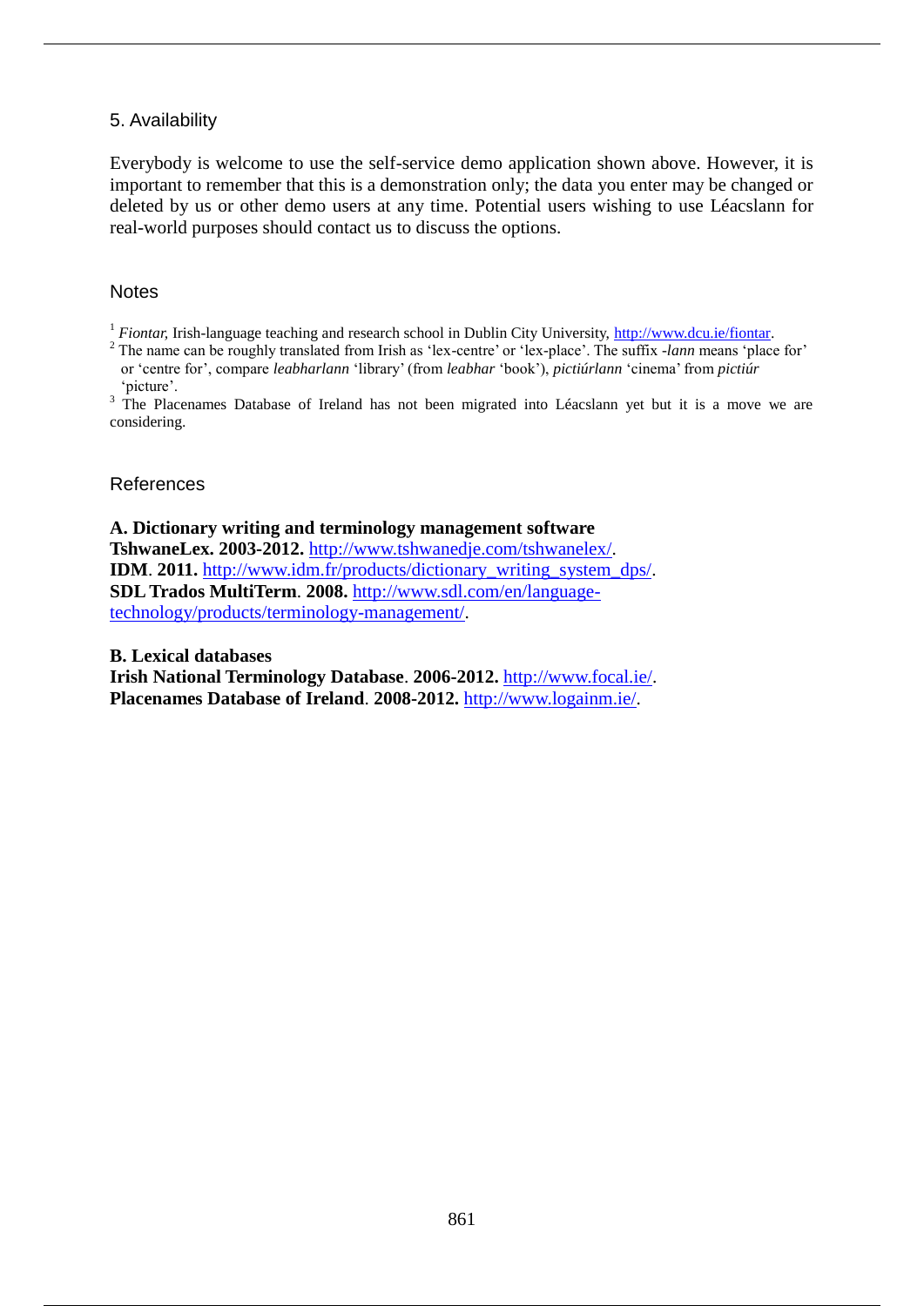## 5. Availability

Everybody is welcome to use the self-service demo application shown above. However, it is important to remember that this is a demonstration only; the data you enter may be changed or deleted by us or other demo users at any time. Potential users wishing to use Léacslann for real-world purposes should contact us to discuss the options.

## Notes

[1] *Fiontar,* Irish-language teaching and research school in Dublin City University, http://www.dcu.ie/fiontar.

[2] The name can be roughly translated from Irish as 'lex-centre' or 'lex-place'. The suffix *-lann* means 'place for' or 'centre for', compare *leabharlann* 'library' (from *leabhar* 'book'), *pictiúrlann* 'cinema' from *pictiúr* 'picture'.

[3] The Placenames Database of Ireland has not been migrated into Léacslann yet but it is a move we are considering.

## References

**A. Dictionary writing and terminology management software**

**TshwaneLex. 2003-2012.** http://www.tshwanedje.com/tshwanelex/.
**IDM**. **2011.** http://www.idm.fr/products/dictionary_writing_system_dps/.
**SDL Trados MultiTerm**. **2008.** http://www.sdl.com/en/language-technology/products/terminology-management/.

**B. Lexical databases**

**Irish National Terminology Database**. **2006-2012.** http://www.focal.ie/.
**Placenames Database of Ireland**. **2008-2012.** http://www.logainm.ie/.